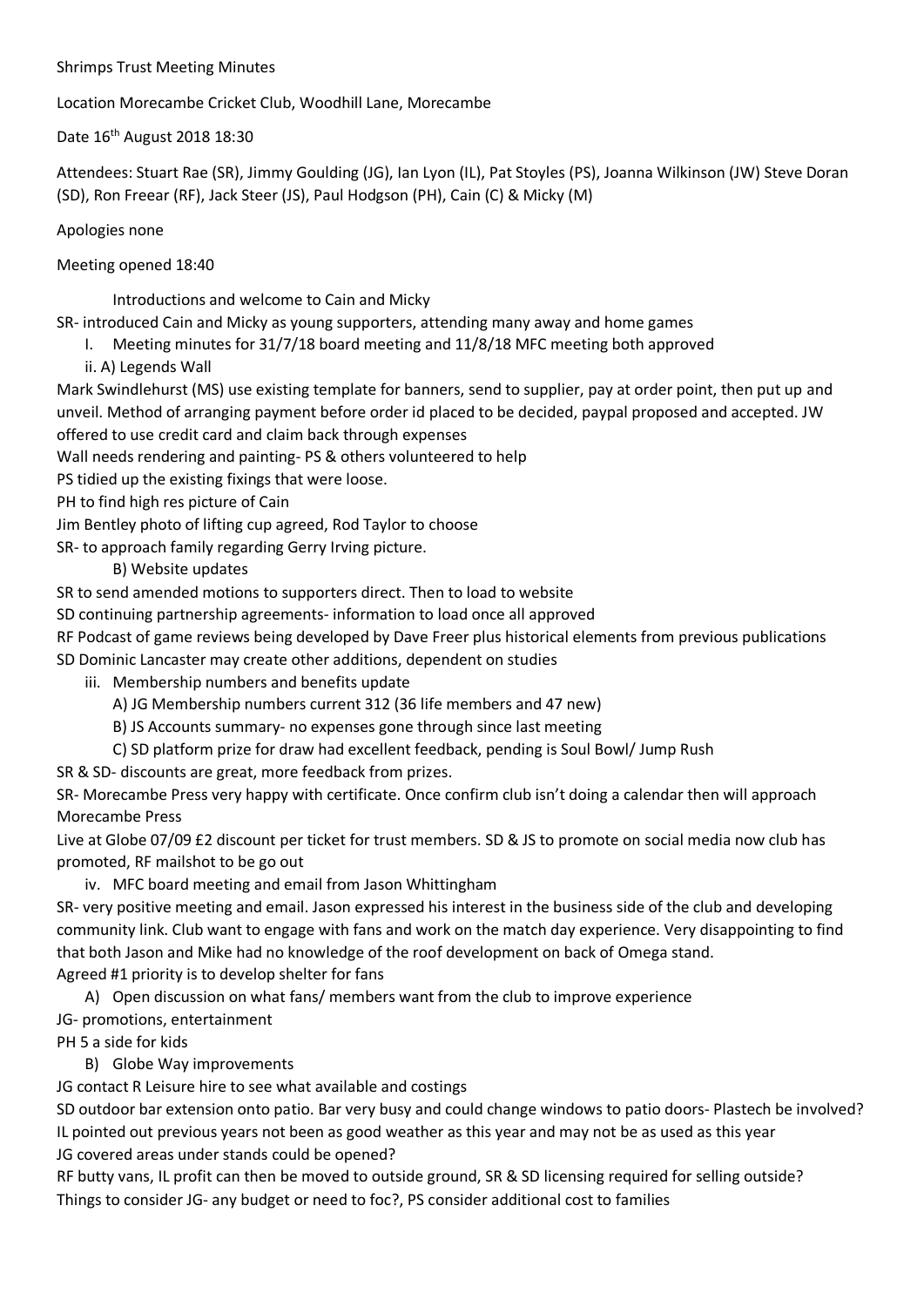Shrimps Trust Meeting Minutes

Location Morecambe Cricket Club, Woodhill Lane, Morecambe

Date 16th August 2018 18:30

Attendees: Stuart Rae (SR), Jimmy Goulding (JG), Ian Lyon (IL), Pat Stoyles (PS), Joanna Wilkinson (JW) Steve Doran (SD), Ron Freear (RF), Jack Steer (JS), Paul Hodgson (PH), Cain (C) & Micky (M)

Apologies none

Meeting opened 18:40

Introductions and welcome to Cain and Micky

SR- introduced Cain and Micky as young supporters, attending many away and home games

I. Meeting minutes for 31/7/18 board meeting and 11/8/18 MFC meeting both approved

ii. A) Legends Wall

Mark Swindlehurst (MS) use existing template for banners, send to supplier, pay at order point, then put up and unveil. Method of arranging payment before order id placed to be decided, paypal proposed and accepted. JW offered to use credit card and claim back through expenses

Wall needs rendering and painting- PS & others volunteered to help

PS tidied up the existing fixings that were loose.

PH to find high res picture of Cain

Jim Bentley photo of lifting cup agreed, Rod Taylor to choose

SR- to approach family regarding Gerry Irving picture.

B) Website updates

SR to send amended motions to supporters direct. Then to load to website

SD continuing partnership agreements- information to load once all approved

RF Podcast of game reviews being developed by Dave Freer plus historical elements from previous publications

SD Dominic Lancaster may create other additions, dependent on studies

iii. Membership numbers and benefits update

A) JG Membership numbers current 312 (36 life members and 47 new)

B) JS Accounts summary- no expenses gone through since last meeting

C) SD platform prize for draw had excellent feedback, pending is Soul Bowl/ Jump Rush

SR & SD- discounts are great, more feedback from prizes.

SR- Morecambe Press very happy with certificate. Once confirm club isn't doing a calendar then will approach Morecambe Press

Live at Globe 07/09 £2 discount per ticket for trust members. SD & JS to promote on social media now club has promoted, RF mailshot to be go out

iv. MFC board meeting and email from Jason Whittingham

SR- very positive meeting and email. Jason expressed his interest in the business side of the club and developing community link. Club want to engage with fans and work on the match day experience. Very disappointing to find that both Jason and Mike had no knowledge of the roof development on back of Omega stand.

Agreed #1 priority is to develop shelter for fans

A) Open discussion on what fans/ members want from the club to improve experience

JG- promotions, entertainment

PH 5 a side for kids

B) Globe Way improvements

JG contact R Leisure hire to see what available and costings

SD outdoor bar extension onto patio. Bar very busy and could change windows to patio doors- Plastech be involved?

IL pointed out previous years not been as good weather as this year and may not be as used as this year

JG covered areas under stands could be opened?

RF butty vans, IL profit can then be moved to outside ground, SR & SD licensing required for selling outside?

Things to consider JG- any budget or need to foc?, PS consider additional cost to families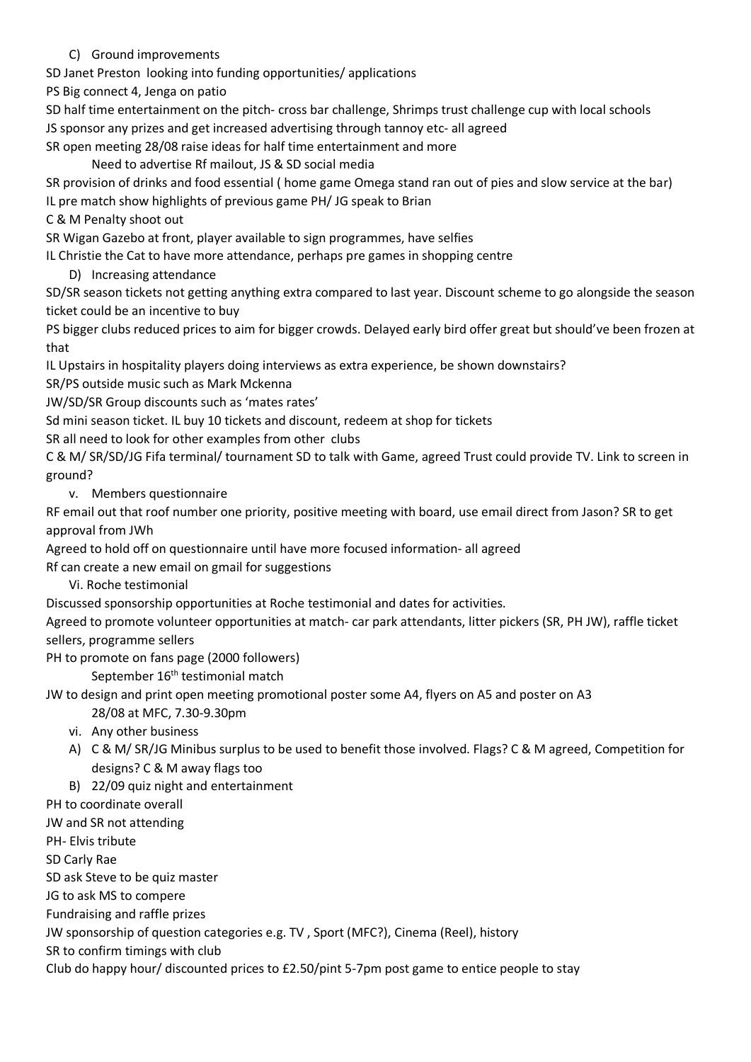C) Ground improvements

SD Janet Preston looking into funding opportunities/ applications

PS Big connect 4, Jenga on patio

SD half time entertainment on the pitch- cross bar challenge, Shrimps trust challenge cup with local schools

JS sponsor any prizes and get increased advertising through tannoy etc- all agreed

SR open meeting 28/08 raise ideas for half time entertainment and more

Need to advertise Rf mailout, JS & SD social media

SR provision of drinks and food essential ( home game Omega stand ran out of pies and slow service at the bar)

IL pre match show highlights of previous game PH/ JG speak to Brian

C & M Penalty shoot out

SR Wigan Gazebo at front, player available to sign programmes, have selfies

IL Christie the Cat to have more attendance, perhaps pre games in shopping centre

D) Increasing attendance

SD/SR season tickets not getting anything extra compared to last year. Discount scheme to go alongside the season ticket could be an incentive to buy

PS bigger clubs reduced prices to aim for bigger crowds. Delayed early bird offer great but should've been frozen at that

IL Upstairs in hospitality players doing interviews as extra experience, be shown downstairs?

SR/PS outside music such as Mark Mckenna

JW/SD/SR Group discounts such as 'mates rates'

Sd mini season ticket. IL buy 10 tickets and discount, redeem at shop for tickets

SR all need to look for other examples from other clubs

C & M/ SR/SD/JG Fifa terminal/ tournament SD to talk with Game, agreed Trust could provide TV. Link to screen in ground?

v. Members questionnaire

RF email out that roof number one priority, positive meeting with board, use email direct from Jason? SR to get approval from JWh

Agreed to hold off on questionnaire until have more focused information- all agreed

Rf can create a new email on gmail for suggestions

Vi. Roche testimonial

Discussed sponsorship opportunities at Roche testimonial and dates for activities.

Agreed to promote volunteer opportunities at match- car park attendants, litter pickers (SR, PH JW), raffle ticket sellers, programme sellers

PH to promote on fans page (2000 followers)

September 16th testimonial match

JW to design and print open meeting promotional poster some A4, flyers on A5 and poster on A3

28/08 at MFC, 7.30-9.30pm

vi. Any other business

A) C & M/ SR/JG Minibus surplus to be used to benefit those involved. Flags? C & M agreed, Competition for designs? C & M away flags too
B) 22/09 quiz night and entertainment

PH to coordinate overall

JW and SR not attending

PH- Elvis tribute

SD Carly Rae

SD ask Steve to be quiz master

JG to ask MS to compere

Fundraising and raffle prizes

JW sponsorship of question categories e.g. TV , Sport (MFC?), Cinema (Reel), history

SR to confirm timings with club

Club do happy hour/ discounted prices to £2.50/pint 5-7pm post game to entice people to stay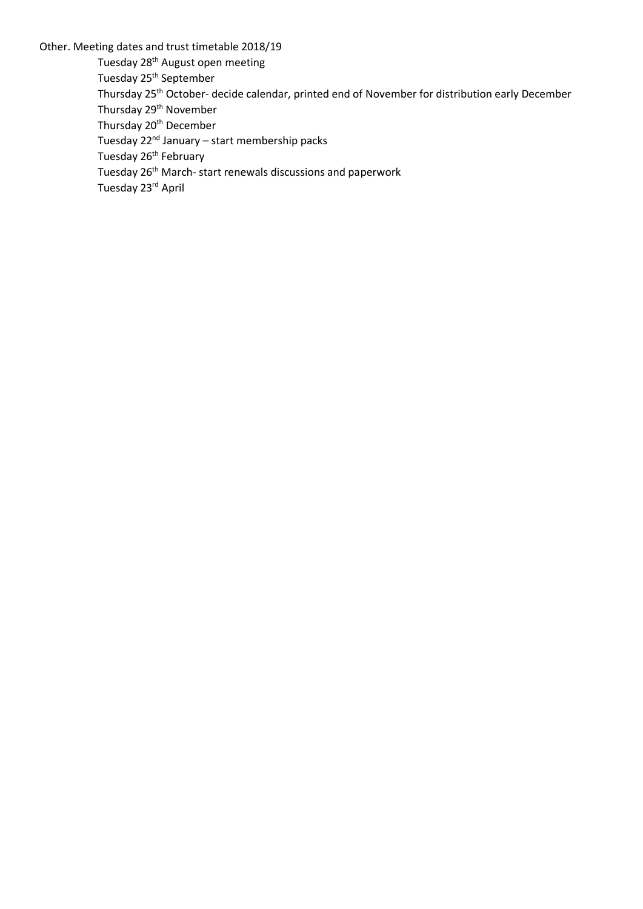Other. Meeting dates and trust timetable 2018/19

- Tuesday 28th August open meeting
- Tuesday 25th September
- Thursday 25th October- decide calendar, printed end of November for distribution early December
- Thursday 29th November
- Thursday 20th December
- Tuesday 22nd January – start membership packs
- Tuesday 26th February
- Tuesday 26th March- start renewals discussions and paperwork
- Tuesday 23rd April